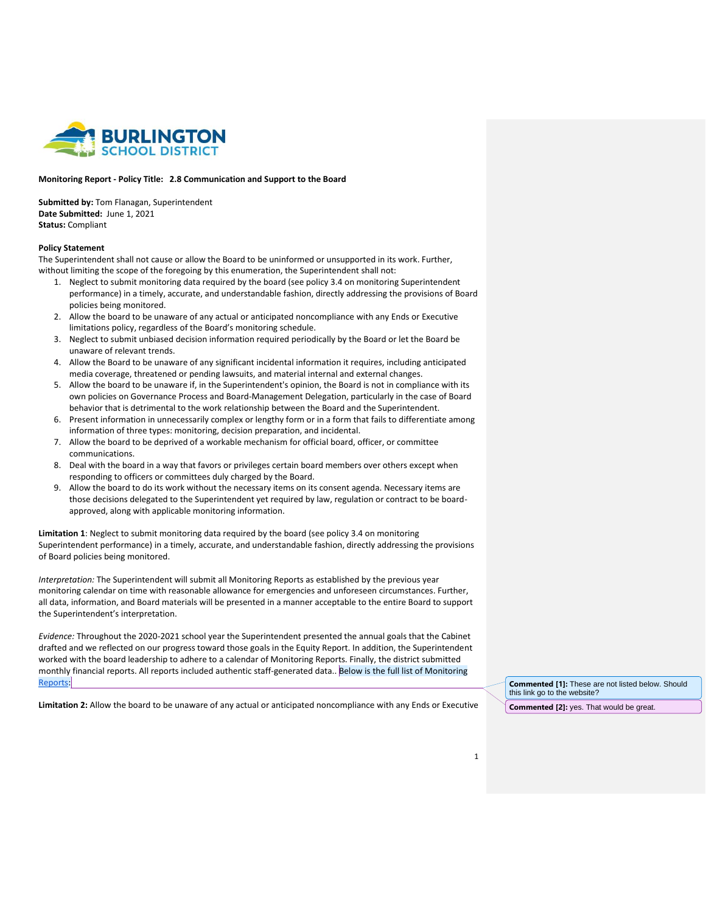**BURLINGTON SCHOOL DISTRICT**

**Monitoring Report - Policy Title: 2.8 Communication and Support to the Board**

**Submitted by:** Tom Flanagan, Superintendent
**Date Submitted:** June 1, 2021
**Status:** Compliant

**Policy Statement**

The Superintendent shall not cause or allow the Board to be uninformed or unsupported in its work. Further, without limiting the scope of the foregoing by this enumeration, the Superintendent shall not:

1. Neglect to submit monitoring data required by the board (see policy 3.4 on monitoring Superintendent performance) in a timely, accurate, and understandable fashion, directly addressing the provisions of Board policies being monitored.
2. Allow the board to be unaware of any actual or anticipated noncompliance with any Ends or Executive limitations policy, regardless of the Board's monitoring schedule.
3. Neglect to submit unbiased decision information required periodically by the Board or let the Board be unaware of relevant trends.
4. Allow the Board to be unaware of any significant incidental information it requires, including anticipated media coverage, threatened or pending lawsuits, and material internal and external changes.
5. Allow the board to be unaware if, in the Superintendent's opinion, the Board is not in compliance with its own policies on Governance Process and Board-Management Delegation, particularly in the case of Board behavior that is detrimental to the work relationship between the Board and the Superintendent.
6. Present information in unnecessarily complex or lengthy form or in a form that fails to differentiate among information of three types: monitoring, decision preparation, and incidental.
7. Allow the board to be deprived of a workable mechanism for official board, officer, or committee communications.
8. Deal with the board in a way that favors or privileges certain board members over others except when responding to officers or committees duly charged by the Board.
9. Allow the board to do its work without the necessary items on its consent agenda. Necessary items are those decisions delegated to the Superintendent yet required by law, regulation or contract to be board-approved, along with applicable monitoring information.

**Limitation 1**: Neglect to submit monitoring data required by the board (see policy 3.4 on monitoring Superintendent performance) in a timely, accurate, and understandable fashion, directly addressing the provisions of Board policies being monitored.

*Interpretation:* The Superintendent will submit all Monitoring Reports as established by the previous year monitoring calendar on time with reasonable allowance for emergencies and unforeseen circumstances. Further, all data, information, and Board materials will be presented in a manner acceptable to the entire Board to support the Superintendent's interpretation.

*Evidence:* Throughout the 2020-2021 school year the Superintendent presented the annual goals that the Cabinet drafted and we reflected on our progress toward those goals in the Equity Report. In addition, the Superintendent worked with the board leadership to adhere to a calendar of Monitoring Reports. Finally, the district submitted monthly financial reports. All reports included authentic staff-generated data.. Below is the full list of Monitoring Reports:

**Commented [1]:** These are not listed below. Should this link go to the website?

**Commented [2]:** yes. That would be great.

**Limitation 2:** Allow the board to be unaware of any actual or anticipated noncompliance with any Ends or Executive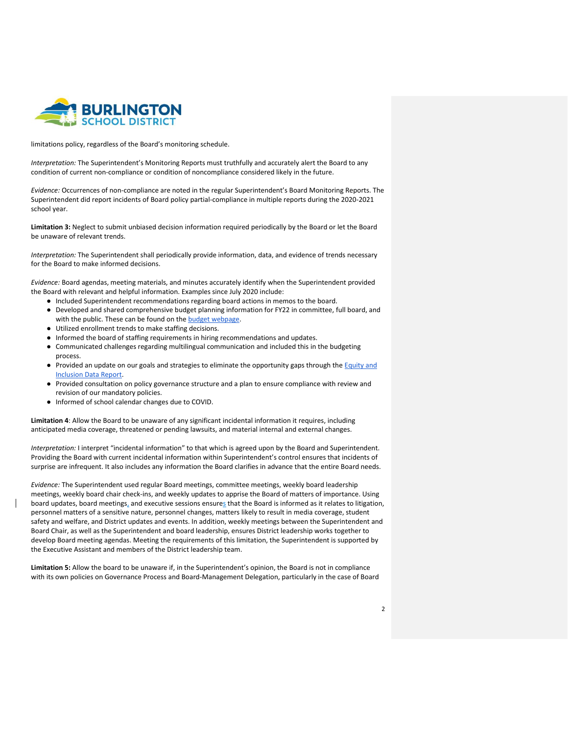limitations policy, regardless of the Board's monitoring schedule.

*Interpretation:* The Superintendent's Monitoring Reports must truthfully and accurately alert the Board to any condition of current non-compliance or condition of noncompliance considered likely in the future.

*Evidence:* Occurrences of non-compliance are noted in the regular Superintendent's Board Monitoring Reports. The Superintendent did report incidents of Board policy partial-compliance in multiple reports during the 2020-2021 school year.

**Limitation 3:** Neglect to submit unbiased decision information required periodically by the Board or let the Board be unaware of relevant trends.

*Interpretation:* The Superintendent shall periodically provide information, data, and evidence of trends necessary for the Board to make informed decisions.

*Evidence:* Board agendas, meeting materials, and minutes accurately identify when the Superintendent provided the Board with relevant and helpful information. Examples since July 2020 include:

- Included Superintendent recommendations regarding board actions in memos to the board.
- Developed and shared comprehensive budget planning information for FY22 in committee, full board, and with the public. These can be found on the budget webpage.
- Utilized enrollment trends to make staffing decisions.
- Informed the board of staffing requirements in hiring recommendations and updates.
- Communicated challenges regarding multilingual communication and included this in the budgeting process.
- Provided an update on our goals and strategies to eliminate the opportunity gaps through the Equity and Inclusion Data Report.
- Provided consultation on policy governance structure and a plan to ensure compliance with review and revision of our mandatory policies.
- Informed of school calendar changes due to COVID.

**Limitation 4**: Allow the Board to be unaware of any significant incidental information it requires, including anticipated media coverage, threatened or pending lawsuits, and material internal and external changes.

*Interpretation:* I interpret "incidental information" to that which is agreed upon by the Board and Superintendent. Providing the Board with current incidental information within Superintendent's control ensures that incidents of surprise are infrequent. It also includes any information the Board clarifies in advance that the entire Board needs.

*Evidence:* The Superintendent used regular Board meetings, committee meetings, weekly board leadership meetings, weekly board chair check-ins, and weekly updates to apprise the Board of matters of importance. Using board updates, board meetings, and executive sessions ensures that the Board is informed as it relates to litigation, personnel matters of a sensitive nature, personnel changes, matters likely to result in media coverage, student safety and welfare, and District updates and events. In addition, weekly meetings between the Superintendent and Board Chair, as well as the Superintendent and board leadership, ensures District leadership works together to develop Board meeting agendas. Meeting the requirements of this limitation, the Superintendent is supported by the Executive Assistant and members of the District leadership team.

**Limitation 5:** Allow the board to be unaware if, in the Superintendent's opinion, the Board is not in compliance with its own policies on Governance Process and Board-Management Delegation, particularly in the case of Board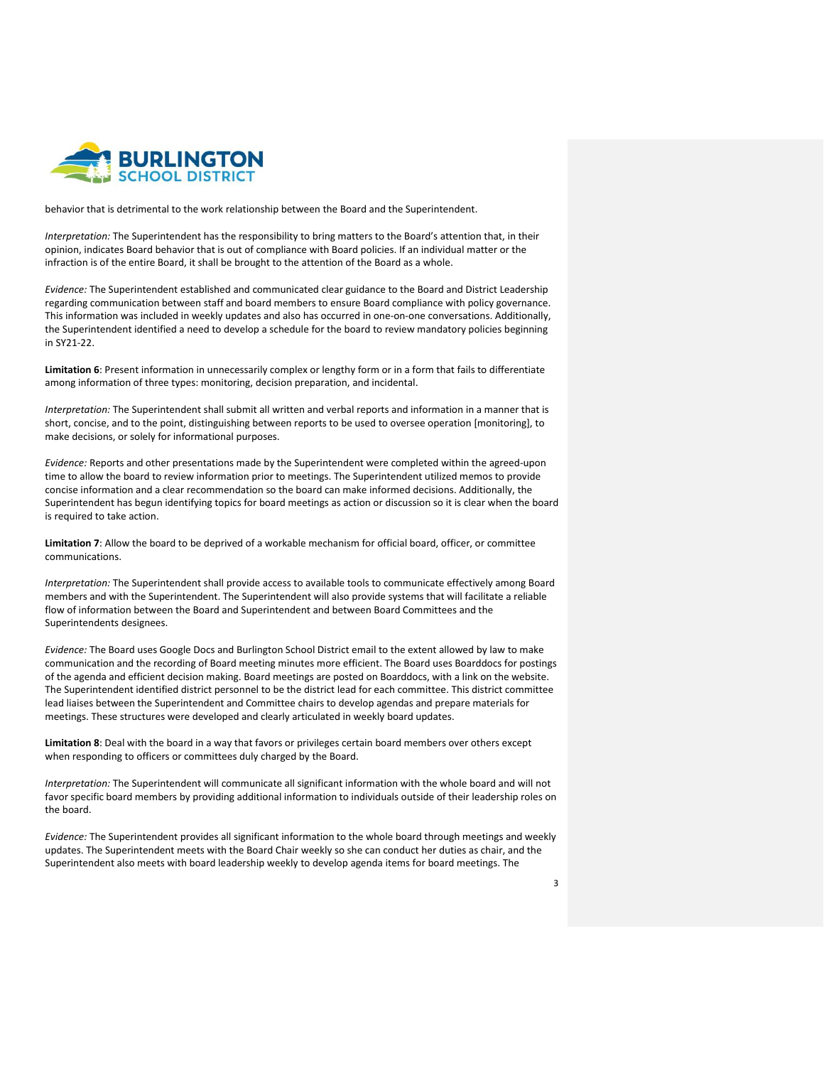behavior that is detrimental to the work relationship between the Board and the Superintendent.

*Interpretation:* The Superintendent has the responsibility to bring matters to the Board's attention that, in their opinion, indicates Board behavior that is out of compliance with Board policies. If an individual matter or the infraction is of the entire Board, it shall be brought to the attention of the Board as a whole.

*Evidence:* The Superintendent established and communicated clear guidance to the Board and District Leadership regarding communication between staff and board members to ensure Board compliance with policy governance. This information was included in weekly updates and also has occurred in one-on-one conversations. Additionally, the Superintendent identified a need to develop a schedule for the board to review mandatory policies beginning in SY21-22.

**Limitation 6**: Present information in unnecessarily complex or lengthy form or in a form that fails to differentiate among information of three types: monitoring, decision preparation, and incidental.

*Interpretation:* The Superintendent shall submit all written and verbal reports and information in a manner that is short, concise, and to the point, distinguishing between reports to be used to oversee operation [monitoring], to make decisions, or solely for informational purposes.

*Evidence:* Reports and other presentations made by the Superintendent were completed within the agreed-upon time to allow the board to review information prior to meetings. The Superintendent utilized memos to provide concise information and a clear recommendation so the board can make informed decisions. Additionally, the Superintendent has begun identifying topics for board meetings as action or discussion so it is clear when the board is required to take action.

**Limitation 7**: Allow the board to be deprived of a workable mechanism for official board, officer, or committee communications.

*Interpretation:* The Superintendent shall provide access to available tools to communicate effectively among Board members and with the Superintendent. The Superintendent will also provide systems that will facilitate a reliable flow of information between the Board and Superintendent and between Board Committees and the Superintendents designees.

*Evidence:* The Board uses Google Docs and Burlington School District email to the extent allowed by law to make communication and the recording of Board meeting minutes more efficient. The Board uses Boarddocs for postings of the agenda and efficient decision making. Board meetings are posted on Boarddocs, with a link on the website. The Superintendent identified district personnel to be the district lead for each committee. This district committee lead liaises between the Superintendent and Committee chairs to develop agendas and prepare materials for meetings. These structures were developed and clearly articulated in weekly board updates.

**Limitation 8**: Deal with the board in a way that favors or privileges certain board members over others except when responding to officers or committees duly charged by the Board.

*Interpretation:* The Superintendent will communicate all significant information with the whole board and will not favor specific board members by providing additional information to individuals outside of their leadership roles on the board.

*Evidence:* The Superintendent provides all significant information to the whole board through meetings and weekly updates. The Superintendent meets with the Board Chair weekly so she can conduct her duties as chair, and the Superintendent also meets with board leadership weekly to develop agenda items for board meetings. The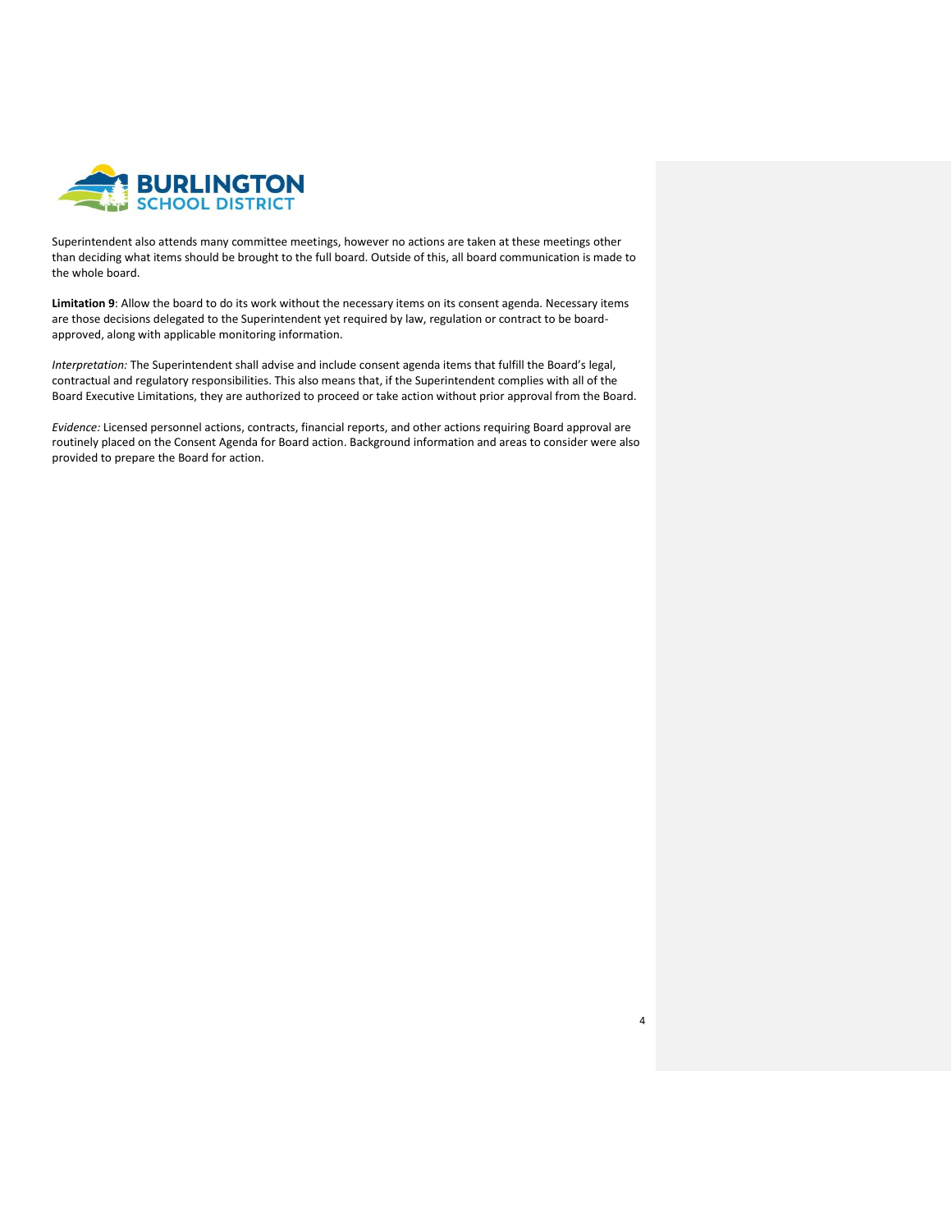Superintendent also attends many committee meetings, however no actions are taken at these meetings other than deciding what items should be brought to the full board. Outside of this, all board communication is made to the whole board.

**Limitation 9**: Allow the board to do its work without the necessary items on its consent agenda. Necessary items are those decisions delegated to the Superintendent yet required by law, regulation or contract to be board-approved, along with applicable monitoring information.

*Interpretation:* The Superintendent shall advise and include consent agenda items that fulfill the Board's legal, contractual and regulatory responsibilities. This also means that, if the Superintendent complies with all of the Board Executive Limitations, they are authorized to proceed or take action without prior approval from the Board.

*Evidence:* Licensed personnel actions, contracts, financial reports, and other actions requiring Board approval are routinely placed on the Consent Agenda for Board action. Background information and areas to consider were also provided to prepare the Board for action.